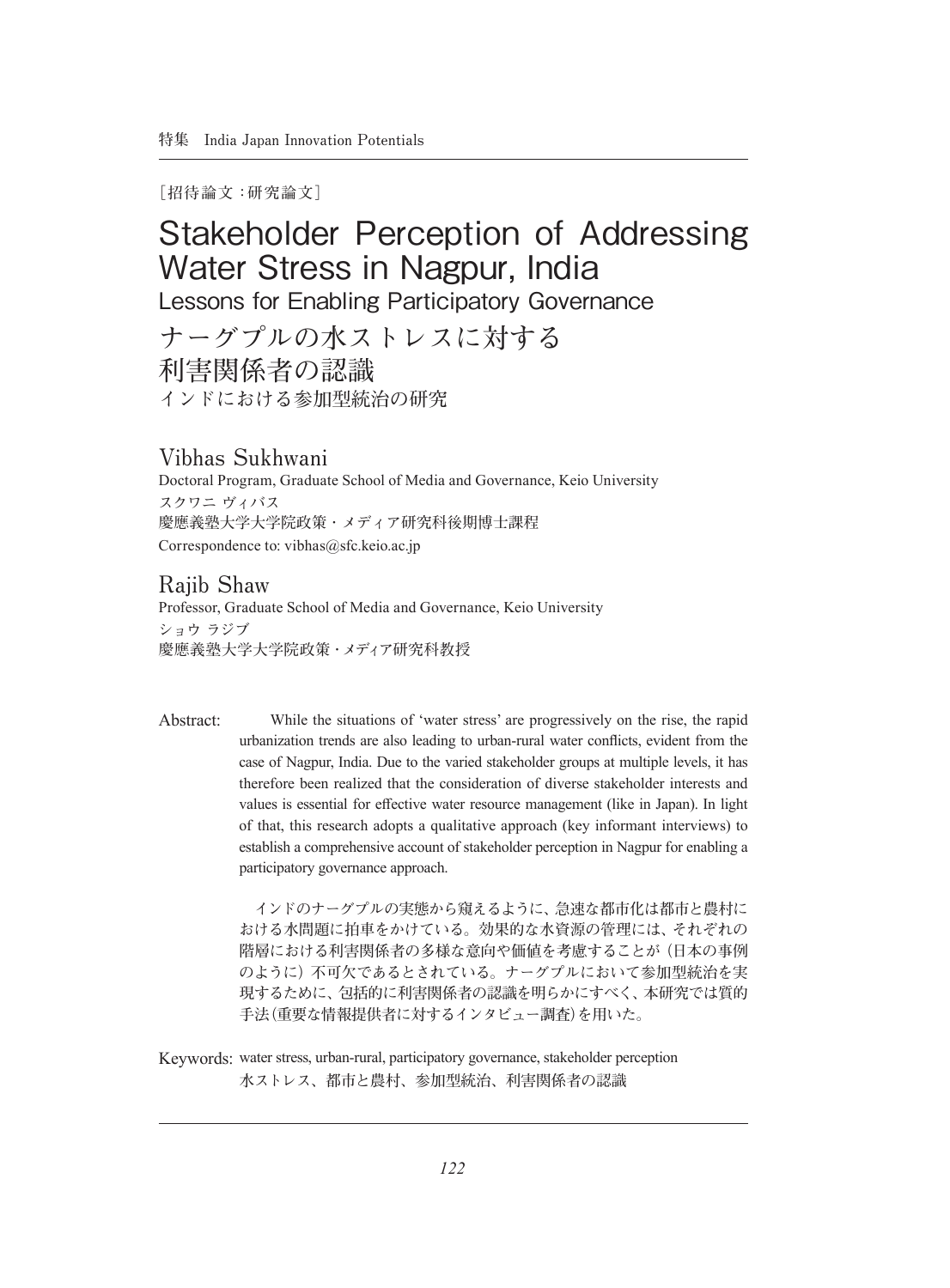特集 India Japan Innovation Potentials

［招待論文：研究論文］

# Stakeholder Perception of Addressing Water Stress in Nagpur, India

## Lessons for Enabling Participatory Governance

# ナーグプルの水ストレスに対する利害関係者の認識

## インドにおける参加型統治の研究

### Vibhas Sukhwani

Doctoral Program, Graduate School of Media and Governance, Keio University
スクワニ ヴィバス
慶應義塾大学大学院政策・メディア研究科後期博士課程
Correspondence to: vibhas@sfc.keio.ac.jp

### Rajib Shaw

Professor, Graduate School of Media and Governance, Keio University
ショウ ラジブ
慶應義塾大学大学院政策・メディア研究科教授

**Abstract:** While the situations of 'water stress' are progressively on the rise, the rapid urbanization trends are also leading to urban-rural water conflicts, evident from the case of Nagpur, India. Due to the varied stakeholder groups at multiple levels, it has therefore been realized that the consideration of diverse stakeholder interests and values is essential for effective water resource management (like in Japan). In light of that, this research adopts a qualitative approach (key informant interviews) to establish a comprehensive account of stakeholder perception in Nagpur for enabling a participatory governance approach.

インドのナーグプルの実態から窺えるように、急速な都市化は都市と農村における水問題に拍車をかけている。効果的な水資源の管理には、それぞれの階層における利害関係者の多様な意向や価値を考慮することが（日本の事例のように）不可欠であるとされている。ナーグプルにおいて参加型統治を実現するために、包括的に利害関係者の認識を明らかにすべく、本研究では質的手法（重要な情報提供者に対するインタビュー調査）を用いた。

**Keywords:** water stress, urban-rural, participatory governance, stakeholder perception
水ストレス、都市と農村、参加型統治、利害関係者の認識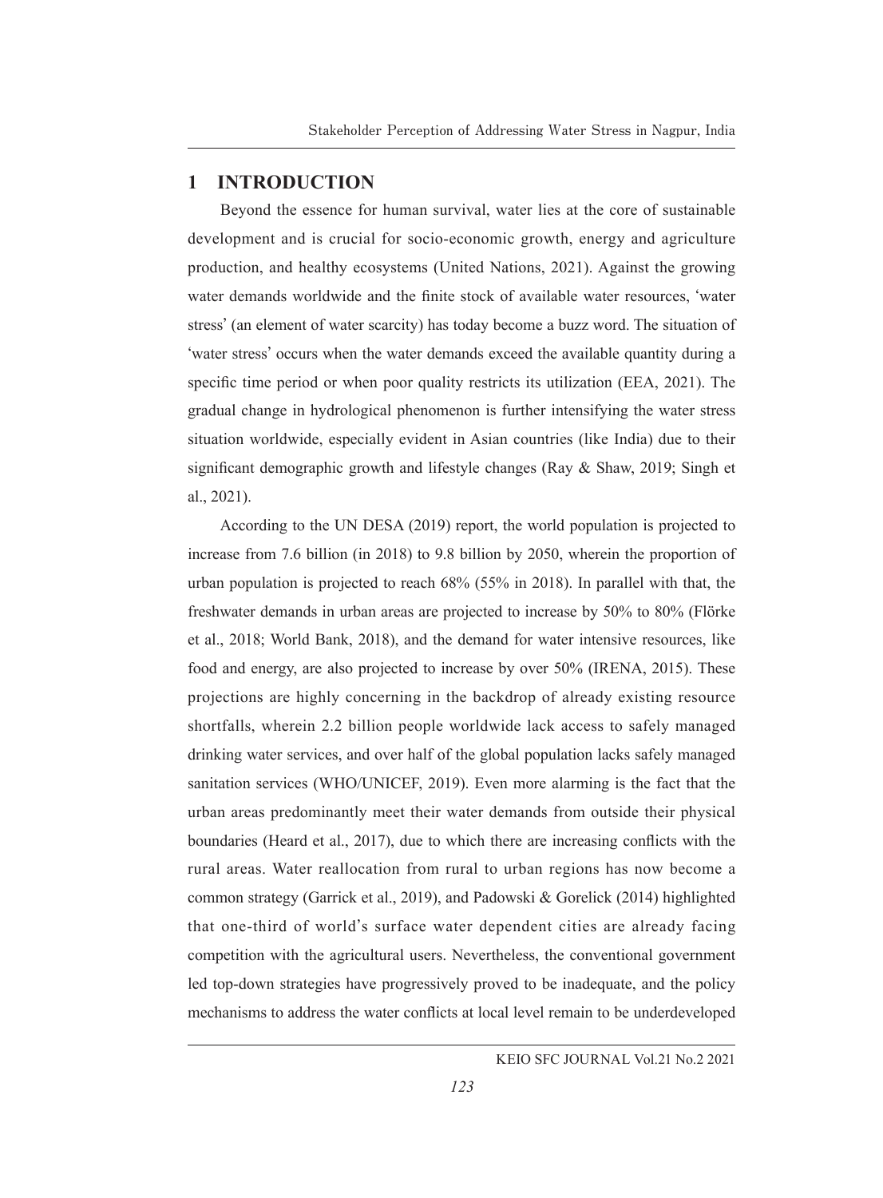## 1 INTRODUCTION

Beyond the essence for human survival, water lies at the core of sustainable development and is crucial for socio-economic growth, energy and agriculture production, and healthy ecosystems (United Nations, 2021). Against the growing water demands worldwide and the finite stock of available water resources, 'water stress' (an element of water scarcity) has today become a buzz word. The situation of 'water stress' occurs when the water demands exceed the available quantity during a specific time period or when poor quality restricts its utilization (EEA, 2021). The gradual change in hydrological phenomenon is further intensifying the water stress situation worldwide, especially evident in Asian countries (like India) due to their significant demographic growth and lifestyle changes (Ray & Shaw, 2019; Singh et al., 2021).

According to the UN DESA (2019) report, the world population is projected to increase from 7.6 billion (in 2018) to 9.8 billion by 2050, wherein the proportion of urban population is projected to reach 68% (55% in 2018). In parallel with that, the freshwater demands in urban areas are projected to increase by 50% to 80% (Flörke et al., 2018; World Bank, 2018), and the demand for water intensive resources, like food and energy, are also projected to increase by over 50% (IRENA, 2015). These projections are highly concerning in the backdrop of already existing resource shortfalls, wherein 2.2 billion people worldwide lack access to safely managed drinking water services, and over half of the global population lacks safely managed sanitation services (WHO/UNICEF, 2019). Even more alarming is the fact that the urban areas predominantly meet their water demands from outside their physical boundaries (Heard et al., 2017), due to which there are increasing conflicts with the rural areas. Water reallocation from rural to urban regions has now become a common strategy (Garrick et al., 2019), and Padowski & Gorelick (2014) highlighted that one-third of world's surface water dependent cities are already facing competition with the agricultural users. Nevertheless, the conventional government led top-down strategies have progressively proved to be inadequate, and the policy mechanisms to address the water conflicts at local level remain to be underdeveloped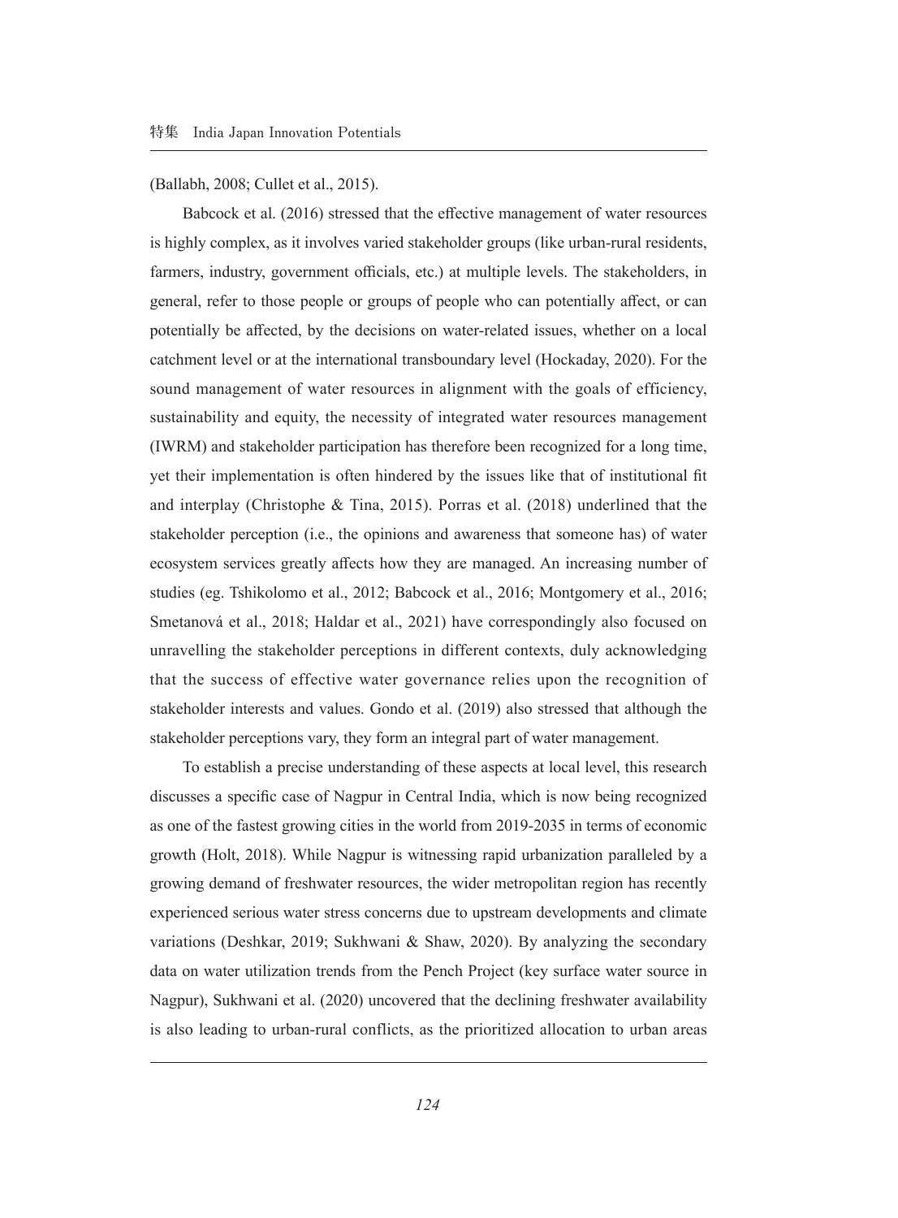(Ballabh, 2008; Cullet et al., 2015).

Babcock et al. (2016) stressed that the effective management of water resources is highly complex, as it involves varied stakeholder groups (like urban-rural residents, farmers, industry, government officials, etc.) at multiple levels. The stakeholders, in general, refer to those people or groups of people who can potentially affect, or can potentially be affected, by the decisions on water-related issues, whether on a local catchment level or at the international transboundary level (Hockaday, 2020). For the sound management of water resources in alignment with the goals of efficiency, sustainability and equity, the necessity of integrated water resources management (IWRM) and stakeholder participation has therefore been recognized for a long time, yet their implementation is often hindered by the issues like that of institutional fit and interplay (Christophe & Tina, 2015). Porras et al. (2018) underlined that the stakeholder perception (i.e., the opinions and awareness that someone has) of water ecosystem services greatly affects how they are managed. An increasing number of studies (eg. Tshikolomo et al., 2012; Babcock et al., 2016; Montgomery et al., 2016; Smetanová et al., 2018; Haldar et al., 2021) have correspondingly also focused on unravelling the stakeholder perceptions in different contexts, duly acknowledging that the success of effective water governance relies upon the recognition of stakeholder interests and values. Gondo et al. (2019) also stressed that although the stakeholder perceptions vary, they form an integral part of water management.

To establish a precise understanding of these aspects at local level, this research discusses a specific case of Nagpur in Central India, which is now being recognized as one of the fastest growing cities in the world from 2019-2035 in terms of economic growth (Holt, 2018). While Nagpur is witnessing rapid urbanization paralleled by a growing demand of freshwater resources, the wider metropolitan region has recently experienced serious water stress concerns due to upstream developments and climate variations (Deshkar, 2019; Sukhwani & Shaw, 2020). By analyzing the secondary data on water utilization trends from the Pench Project (key surface water source in Nagpur), Sukhwani et al. (2020) uncovered that the declining freshwater availability is also leading to urban-rural conflicts, as the prioritized allocation to urban areas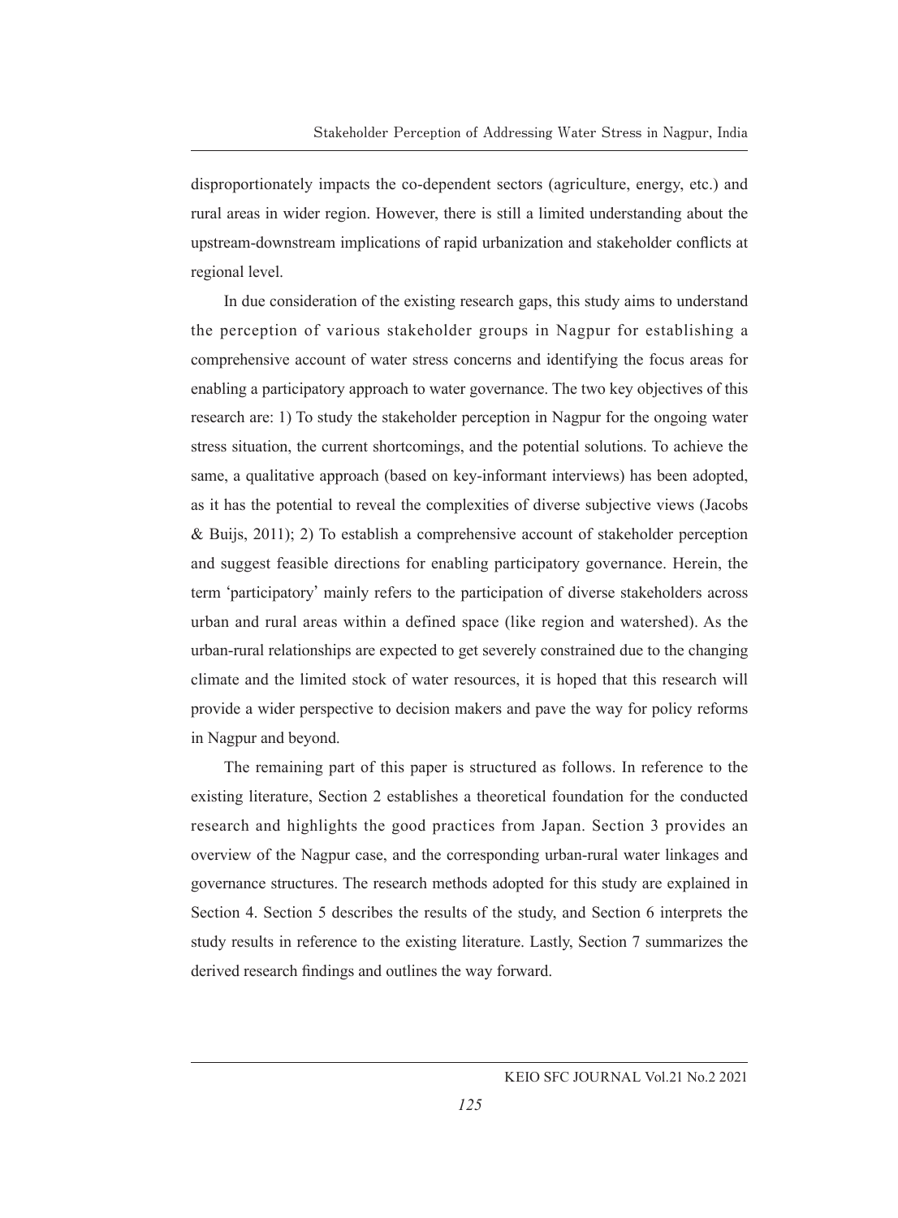disproportionately impacts the co-dependent sectors (agriculture, energy, etc.) and rural areas in wider region. However, there is still a limited understanding about the upstream-downstream implications of rapid urbanization and stakeholder conflicts at regional level.

In due consideration of the existing research gaps, this study aims to understand the perception of various stakeholder groups in Nagpur for establishing a comprehensive account of water stress concerns and identifying the focus areas for enabling a participatory approach to water governance. The two key objectives of this research are: 1) To study the stakeholder perception in Nagpur for the ongoing water stress situation, the current shortcomings, and the potential solutions. To achieve the same, a qualitative approach (based on key-informant interviews) has been adopted, as it has the potential to reveal the complexities of diverse subjective views (Jacobs & Buijs, 2011); 2) To establish a comprehensive account of stakeholder perception and suggest feasible directions for enabling participatory governance. Herein, the term 'participatory' mainly refers to the participation of diverse stakeholders across urban and rural areas within a defined space (like region and watershed). As the urban-rural relationships are expected to get severely constrained due to the changing climate and the limited stock of water resources, it is hoped that this research will provide a wider perspective to decision makers and pave the way for policy reforms in Nagpur and beyond.

The remaining part of this paper is structured as follows. In reference to the existing literature, Section 2 establishes a theoretical foundation for the conducted research and highlights the good practices from Japan. Section 3 provides an overview of the Nagpur case, and the corresponding urban-rural water linkages and governance structures. The research methods adopted for this study are explained in Section 4. Section 5 describes the results of the study, and Section 6 interprets the study results in reference to the existing literature. Lastly, Section 7 summarizes the derived research findings and outlines the way forward.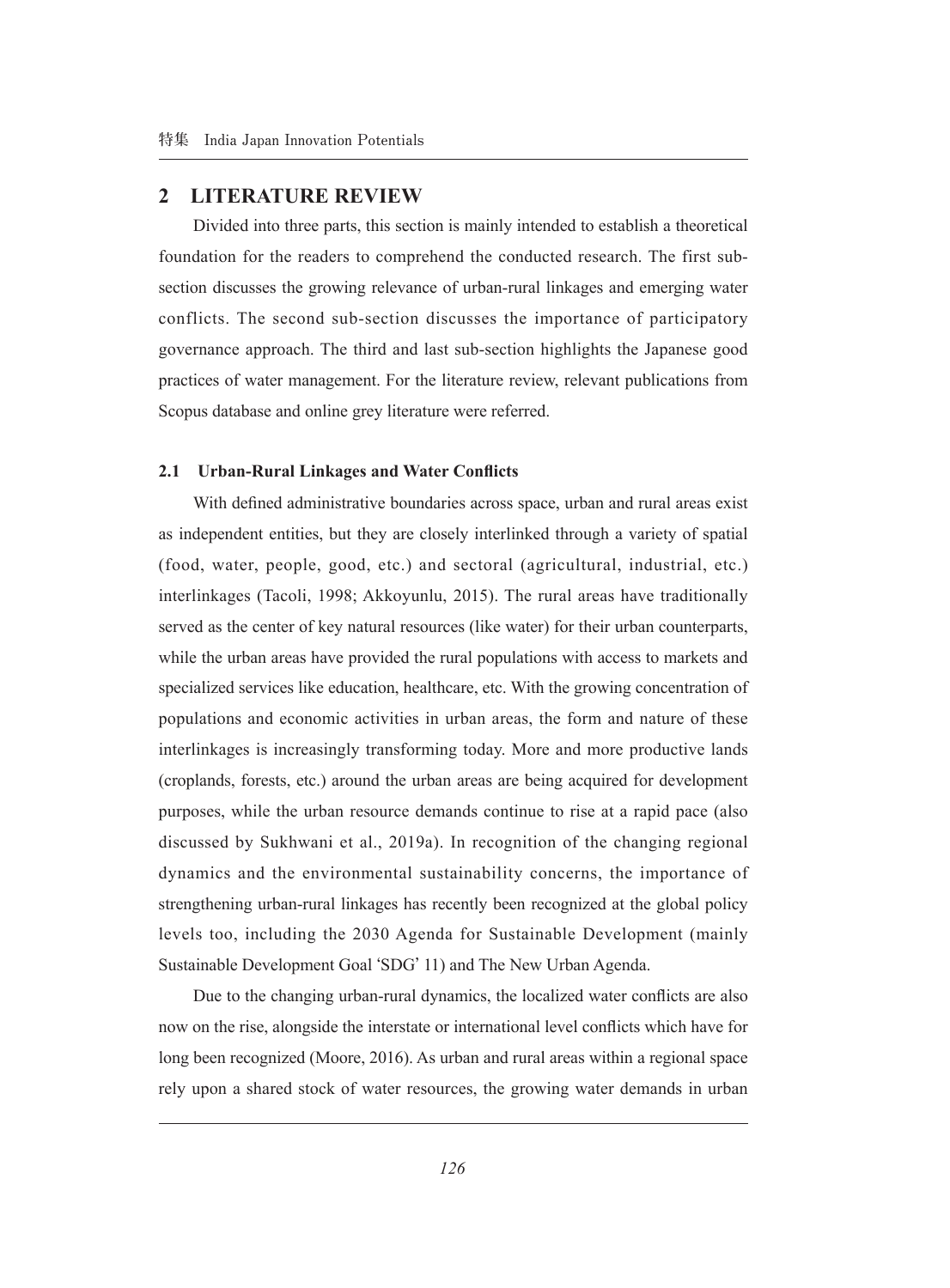## 2 LITERATURE REVIEW

Divided into three parts, this section is mainly intended to establish a theoretical foundation for the readers to comprehend the conducted research. The first sub-section discusses the growing relevance of urban-rural linkages and emerging water conflicts. The second sub-section discusses the importance of participatory governance approach. The third and last sub-section highlights the Japanese good practices of water management. For the literature review, relevant publications from Scopus database and online grey literature were referred.

### 2.1 Urban-Rural Linkages and Water Conflicts

With defined administrative boundaries across space, urban and rural areas exist as independent entities, but they are closely interlinked through a variety of spatial (food, water, people, good, etc.) and sectoral (agricultural, industrial, etc.) interlinkages (Tacoli, 1998; Akkoyunlu, 2015). The rural areas have traditionally served as the center of key natural resources (like water) for their urban counterparts, while the urban areas have provided the rural populations with access to markets and specialized services like education, healthcare, etc. With the growing concentration of populations and economic activities in urban areas, the form and nature of these interlinkages is increasingly transforming today. More and more productive lands (croplands, forests, etc.) around the urban areas are being acquired for development purposes, while the urban resource demands continue to rise at a rapid pace (also discussed by Sukhwani et al., 2019a). In recognition of the changing regional dynamics and the environmental sustainability concerns, the importance of strengthening urban-rural linkages has recently been recognized at the global policy levels too, including the 2030 Agenda for Sustainable Development (mainly Sustainable Development Goal 'SDG' 11) and The New Urban Agenda.

Due to the changing urban-rural dynamics, the localized water conflicts are also now on the rise, alongside the interstate or international level conflicts which have for long been recognized (Moore, 2016). As urban and rural areas within a regional space rely upon a shared stock of water resources, the growing water demands in urban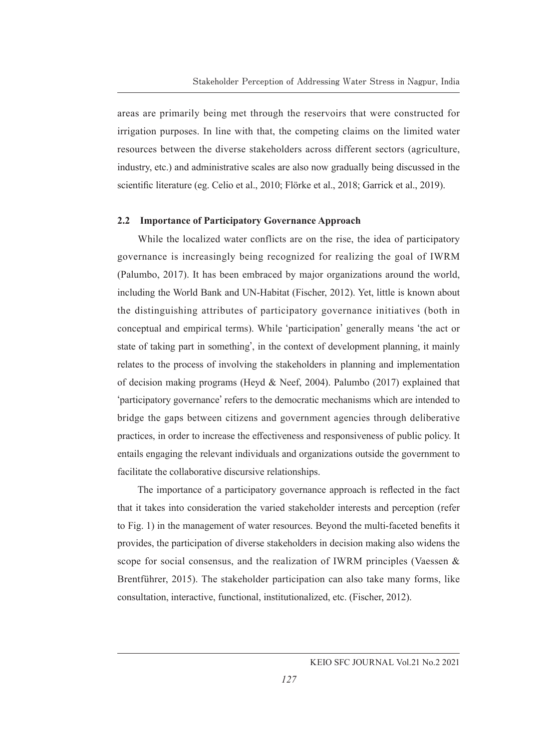areas are primarily being met through the reservoirs that were constructed for irrigation purposes. In line with that, the competing claims on the limited water resources between the diverse stakeholders across different sectors (agriculture, industry, etc.) and administrative scales are also now gradually being discussed in the scientific literature (eg. Celio et al., 2010; Flörke et al., 2018; Garrick et al., 2019).

### 2.2 Importance of Participatory Governance Approach

While the localized water conflicts are on the rise, the idea of participatory governance is increasingly being recognized for realizing the goal of IWRM (Palumbo, 2017). It has been embraced by major organizations around the world, including the World Bank and UN-Habitat (Fischer, 2012). Yet, little is known about the distinguishing attributes of participatory governance initiatives (both in conceptual and empirical terms). While 'participation' generally means 'the act or state of taking part in something', in the context of development planning, it mainly relates to the process of involving the stakeholders in planning and implementation of decision making programs (Heyd & Neef, 2004). Palumbo (2017) explained that 'participatory governance' refers to the democratic mechanisms which are intended to bridge the gaps between citizens and government agencies through deliberative practices, in order to increase the effectiveness and responsiveness of public policy. It entails engaging the relevant individuals and organizations outside the government to facilitate the collaborative discursive relationships.

The importance of a participatory governance approach is reflected in the fact that it takes into consideration the varied stakeholder interests and perception (refer to Fig. 1) in the management of water resources. Beyond the multi-faceted benefits it provides, the participation of diverse stakeholders in decision making also widens the scope for social consensus, and the realization of IWRM principles (Vaessen & Brentführer, 2015). The stakeholder participation can also take many forms, like consultation, interactive, functional, institutionalized, etc. (Fischer, 2012).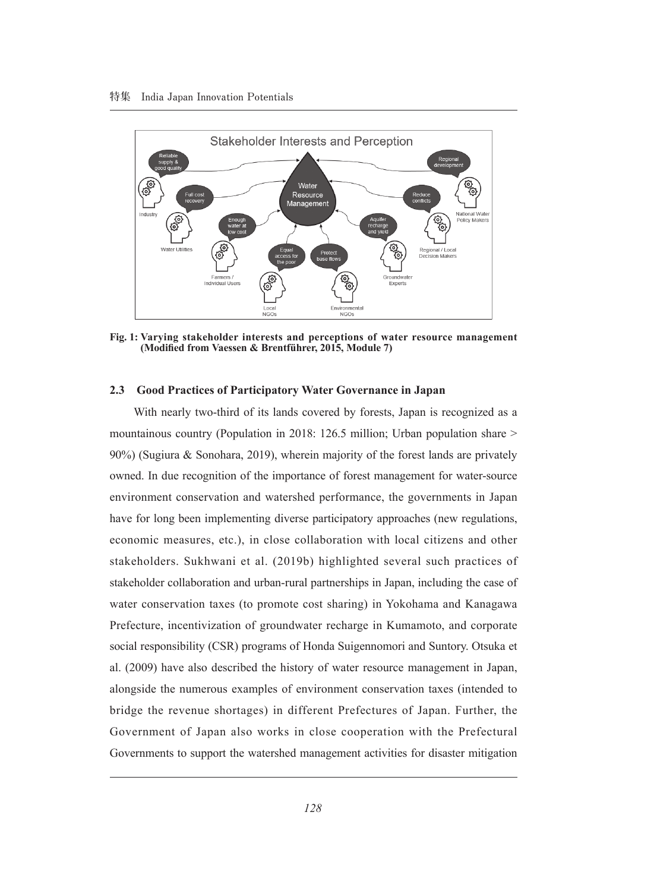**Fig. 1: Varying stakeholder interests and perceptions of water resource management (Modified from Vaessen & Brentführer, 2015, Module 7)**

### 2.3 Good Practices of Participatory Water Governance in Japan

With nearly two-third of its lands covered by forests, Japan is recognized as a mountainous country (Population in 2018: 126.5 million; Urban population share > 90%) (Sugiura & Sonohara, 2019), wherein majority of the forest lands are privately owned. In due recognition of the importance of forest management for water-source environment conservation and watershed performance, the governments in Japan have for long been implementing diverse participatory approaches (new regulations, economic measures, etc.), in close collaboration with local citizens and other stakeholders. Sukhwani et al. (2019b) highlighted several such practices of stakeholder collaboration and urban-rural partnerships in Japan, including the case of water conservation taxes (to promote cost sharing) in Yokohama and Kanagawa Prefecture, incentivization of groundwater recharge in Kumamoto, and corporate social responsibility (CSR) programs of Honda Suigennomori and Suntory. Otsuka et al. (2009) have also described the history of water resource management in Japan, alongside the numerous examples of environment conservation taxes (intended to bridge the revenue shortages) in different Prefectures of Japan. Further, the Government of Japan also works in close cooperation with the Prefectural Governments to support the watershed management activities for disaster mitigation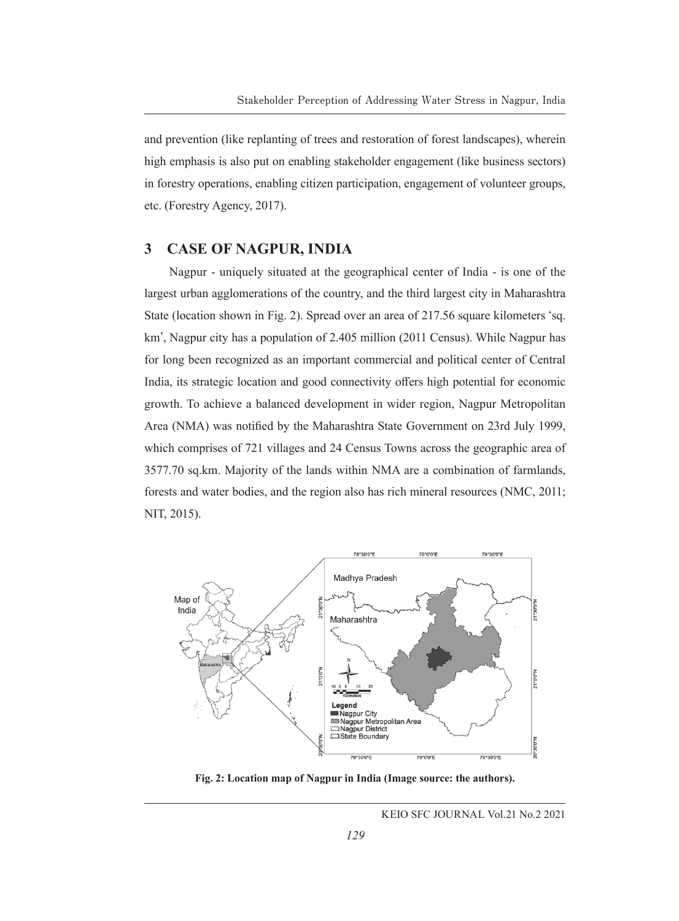and prevention (like replanting of trees and restoration of forest landscapes), wherein high emphasis is also put on enabling stakeholder engagement (like business sectors) in forestry operations, enabling citizen participation, engagement of volunteer groups, etc. (Forestry Agency, 2017).

## 3 CASE OF NAGPUR, INDIA

Nagpur - uniquely situated at the geographical center of India - is one of the largest urban agglomerations of the country, and the third largest city in Maharashtra State (location shown in Fig. 2). Spread over an area of 217.56 square kilometers 'sq. km', Nagpur city has a population of 2.405 million (2011 Census). While Nagpur has for long been recognized as an important commercial and political center of Central India, its strategic location and good connectivity offers high potential for economic growth. To achieve a balanced development in wider region, Nagpur Metropolitan Area (NMA) was notified by the Maharashtra State Government on 23rd July 1999, which comprises of 721 villages and 24 Census Towns across the geographic area of 3577.70 sq.km. Majority of the lands within NMA are a combination of farmlands, forests and water bodies, and the region also has rich mineral resources (NMC, 2011; NIT, 2015).

**Fig. 2: Location map of Nagpur in India (Image source: the authors).**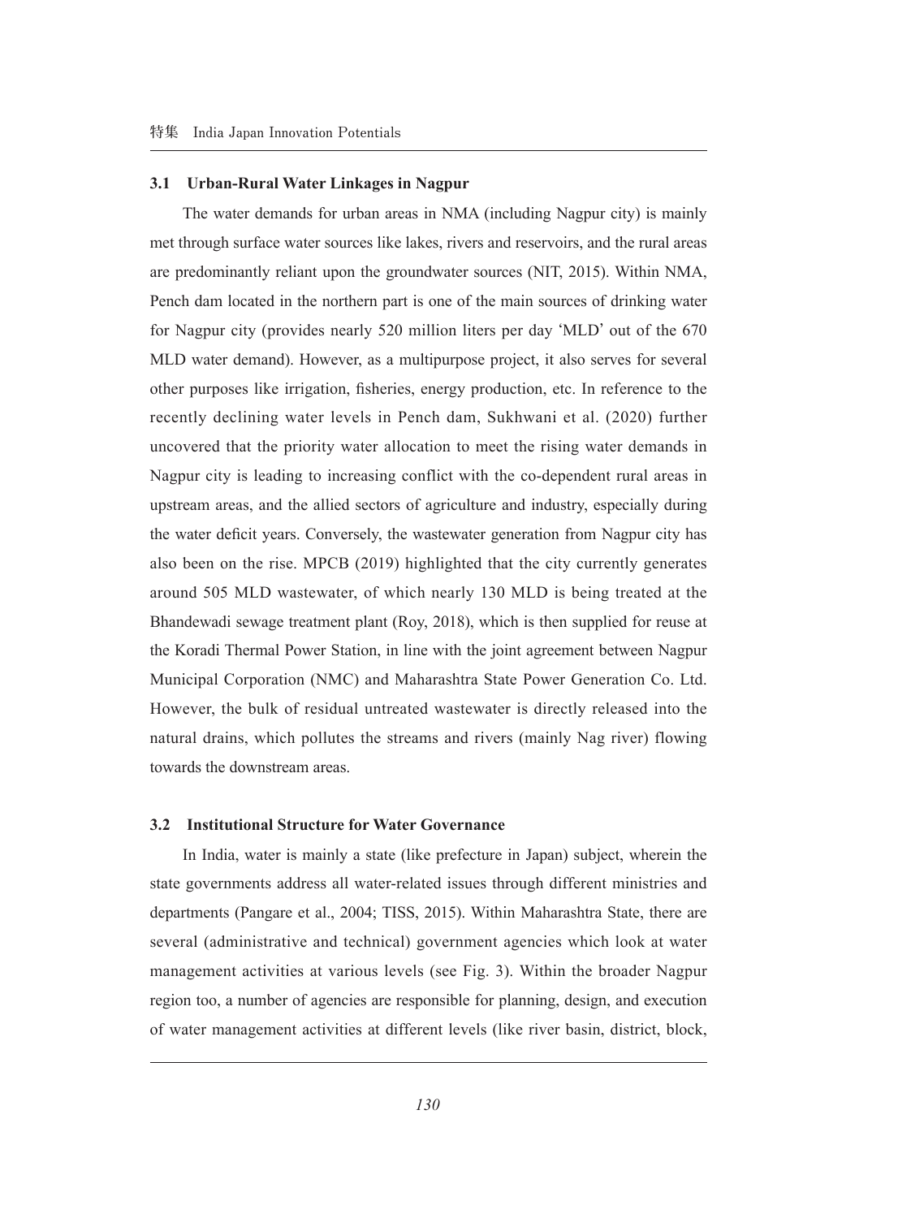### 3.1 Urban-Rural Water Linkages in Nagpur

The water demands for urban areas in NMA (including Nagpur city) is mainly met through surface water sources like lakes, rivers and reservoirs, and the rural areas are predominantly reliant upon the groundwater sources (NIT, 2015). Within NMA, Pench dam located in the northern part is one of the main sources of drinking water for Nagpur city (provides nearly 520 million liters per day 'MLD' out of the 670 MLD water demand). However, as a multipurpose project, it also serves for several other purposes like irrigation, fisheries, energy production, etc. In reference to the recently declining water levels in Pench dam, Sukhwani et al. (2020) further uncovered that the priority water allocation to meet the rising water demands in Nagpur city is leading to increasing conflict with the co-dependent rural areas in upstream areas, and the allied sectors of agriculture and industry, especially during the water deficit years. Conversely, the wastewater generation from Nagpur city has also been on the rise. MPCB (2019) highlighted that the city currently generates around 505 MLD wastewater, of which nearly 130 MLD is being treated at the Bhandewadi sewage treatment plant (Roy, 2018), which is then supplied for reuse at the Koradi Thermal Power Station, in line with the joint agreement between Nagpur Municipal Corporation (NMC) and Maharashtra State Power Generation Co. Ltd. However, the bulk of residual untreated wastewater is directly released into the natural drains, which pollutes the streams and rivers (mainly Nag river) flowing towards the downstream areas.

### 3.2 Institutional Structure for Water Governance

In India, water is mainly a state (like prefecture in Japan) subject, wherein the state governments address all water-related issues through different ministries and departments (Pangare et al., 2004; TISS, 2015). Within Maharashtra State, there are several (administrative and technical) government agencies which look at water management activities at various levels (see Fig. 3). Within the broader Nagpur region too, a number of agencies are responsible for planning, design, and execution of water management activities at different levels (like river basin, district, block,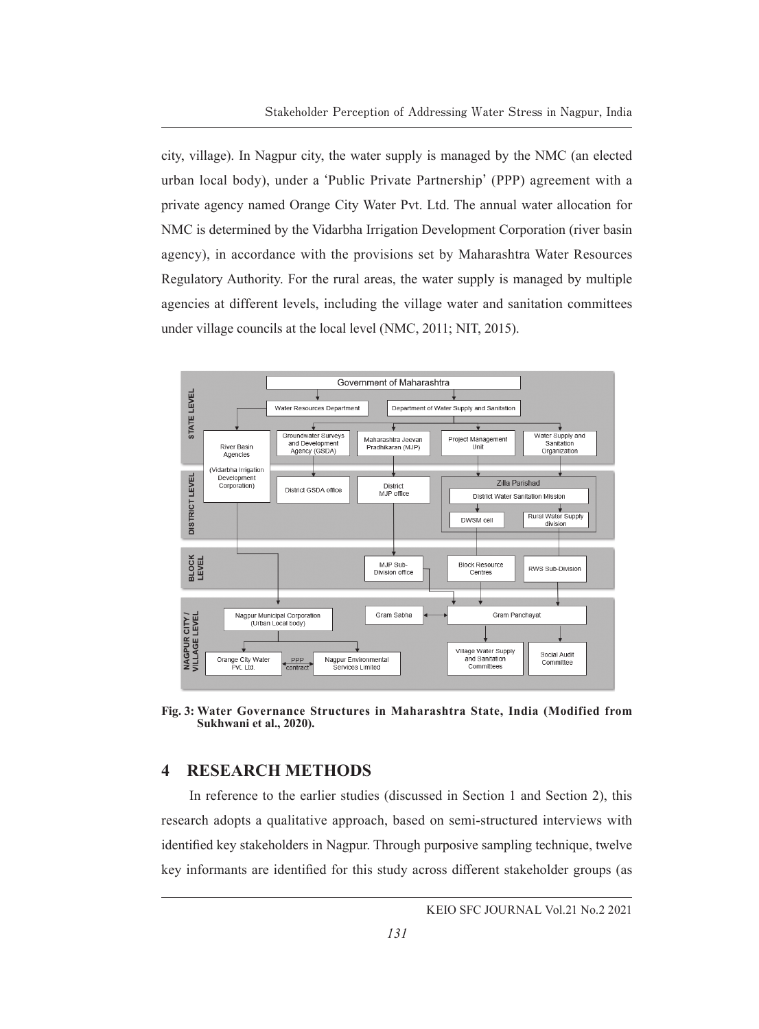city, village). In Nagpur city, the water supply is managed by the NMC (an elected urban local body), under a 'Public Private Partnership' (PPP) agreement with a private agency named Orange City Water Pvt. Ltd. The annual water allocation for NMC is determined by the Vidarbha Irrigation Development Corporation (river basin agency), in accordance with the provisions set by Maharashtra Water Resources Regulatory Authority. For the rural areas, the water supply is managed by multiple agencies at different levels, including the village water and sanitation committees under village councils at the local level (NMC, 2011; NIT, 2015).

**Fig. 3: Water Governance Structures in Maharashtra State, India (Modified from Sukhwani et al., 2020).**

## 4 RESEARCH METHODS

In reference to the earlier studies (discussed in Section 1 and Section 2), this research adopts a qualitative approach, based on semi-structured interviews with identified key stakeholders in Nagpur. Through purposive sampling technique, twelve key informants are identified for this study across different stakeholder groups (as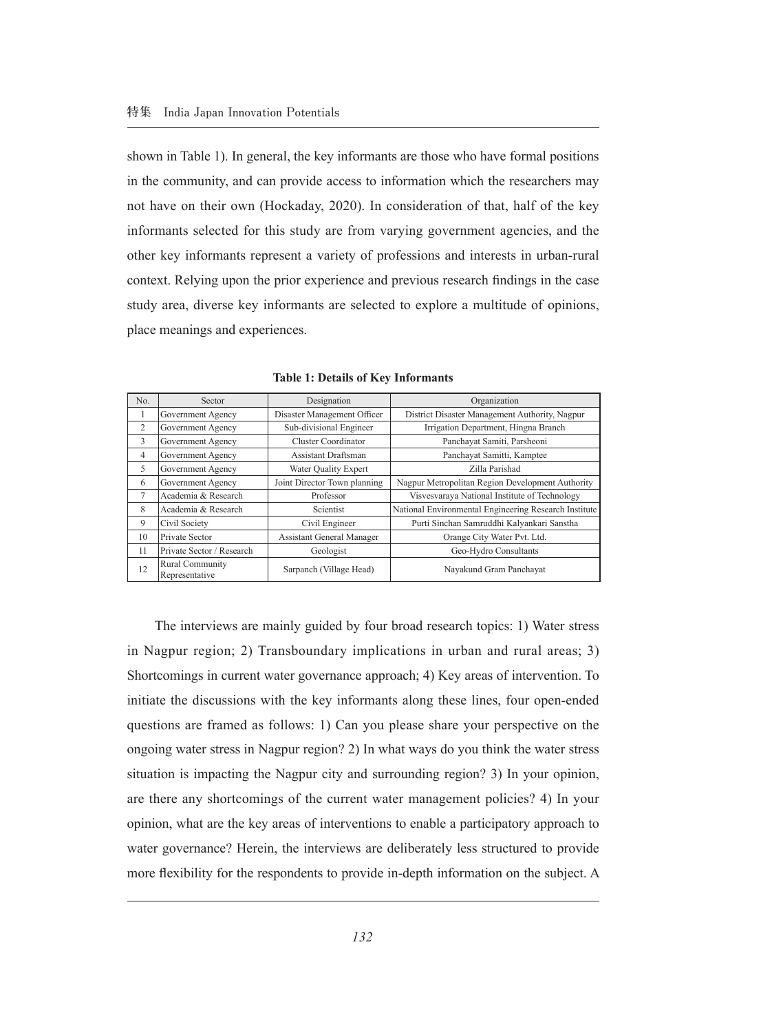shown in Table 1). In general, the key informants are those who have formal positions in the community, and can provide access to information which the researchers may not have on their own (Hockaday, 2020). In consideration of that, half of the key informants selected for this study are from varying government agencies, and the other key informants represent a variety of professions and interests in urban-rural context. Relying upon the prior experience and previous research findings in the case study area, diverse key informants are selected to explore a multitude of opinions, place meanings and experiences.

**Table 1: Details of Key Informants**

| No. | Sector | Designation | Organization |
|---|---|---|---|
| 1 | Government Agency | Disaster Management Officer | District Disaster Management Authority, Nagpur |
| 2 | Government Agency | Sub-divisional Engineer | Irrigation Department, Hingna Branch |
| 3 | Government Agency | Cluster Coordinator | Panchayat Samiti, Parsheoni |
| 4 | Government Agency | Assistant Draftsman | Panchayat Samitti, Kamptee |
| 5 | Government Agency | Water Quality Expert | Zilla Parishad |
| 6 | Government Agency | Joint Director Town planning | Nagpur Metropolitan Region Development Authority |
| 7 | Academia & Research | Professor | Visvesvaraya National Institute of Technology |
| 8 | Academia & Research | Scientist | National Environmental Engineering Research Institute |
| 9 | Civil Society | Civil Engineer | Purti Sinchan Samruddhi Kalyankari Sanstha |
| 10 | Private Sector | Assistant General Manager | Orange City Water Pvt. Ltd. |
| 11 | Private Sector / Research | Geologist | Geo-Hydro Consultants |
| 12 | Rural Community Representative | Sarpanch (Village Head) | Nayakund Gram Panchayat |

The interviews are mainly guided by four broad research topics: 1) Water stress in Nagpur region; 2) Transboundary implications in urban and rural areas; 3) Shortcomings in current water governance approach; 4) Key areas of intervention. To initiate the discussions with the key informants along these lines, four open-ended questions are framed as follows: 1) Can you please share your perspective on the ongoing water stress in Nagpur region? 2) In what ways do you think the water stress situation is impacting the Nagpur city and surrounding region? 3) In your opinion, are there any shortcomings of the current water management policies? 4) In your opinion, what are the key areas of interventions to enable a participatory approach to water governance? Herein, the interviews are deliberately less structured to provide more flexibility for the respondents to provide in-depth information on the subject. A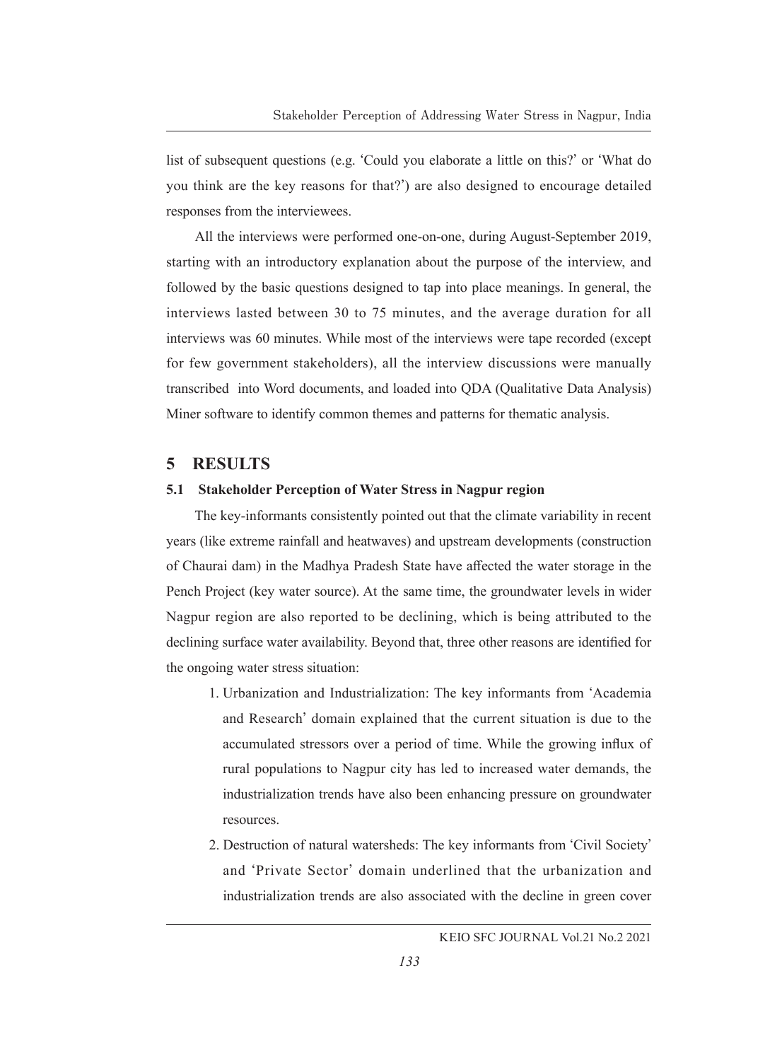list of subsequent questions (e.g. 'Could you elaborate a little on this?' or 'What do you think are the key reasons for that?') are also designed to encourage detailed responses from the interviewees.

All the interviews were performed one-on-one, during August-September 2019, starting with an introductory explanation about the purpose of the interview, and followed by the basic questions designed to tap into place meanings. In general, the interviews lasted between 30 to 75 minutes, and the average duration for all interviews was 60 minutes. While most of the interviews were tape recorded (except for few government stakeholders), all the interview discussions were manually transcribed into Word documents, and loaded into QDA (Qualitative Data Analysis) Miner software to identify common themes and patterns for thematic analysis.

## 5 RESULTS

### 5.1 Stakeholder Perception of Water Stress in Nagpur region

The key-informants consistently pointed out that the climate variability in recent years (like extreme rainfall and heatwaves) and upstream developments (construction of Chaurai dam) in the Madhya Pradesh State have affected the water storage in the Pench Project (key water source). At the same time, the groundwater levels in wider Nagpur region are also reported to be declining, which is being attributed to the declining surface water availability. Beyond that, three other reasons are identified for the ongoing water stress situation:

1. Urbanization and Industrialization: The key informants from 'Academia and Research' domain explained that the current situation is due to the accumulated stressors over a period of time. While the growing influx of rural populations to Nagpur city has led to increased water demands, the industrialization trends have also been enhancing pressure on groundwater resources.
2. Destruction of natural watersheds: The key informants from 'Civil Society' and 'Private Sector' domain underlined that the urbanization and industrialization trends are also associated with the decline in green cover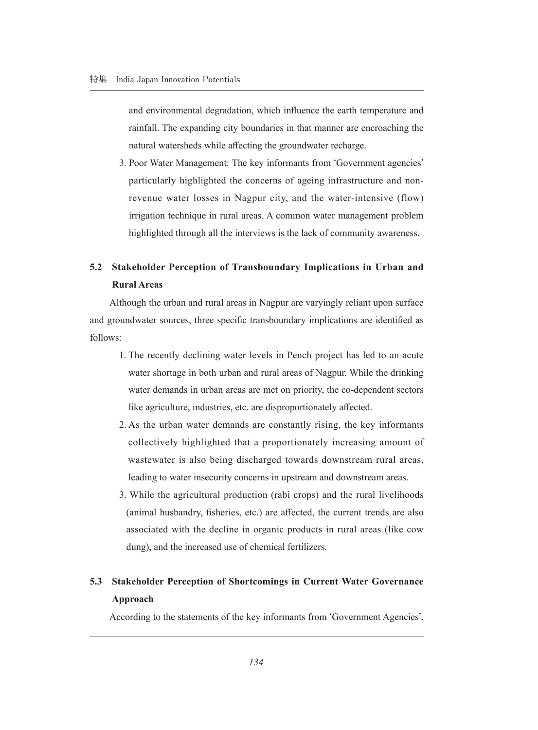and environmental degradation, which influence the earth temperature and rainfall. The expanding city boundaries in that manner are encroaching the natural watersheds while affecting the groundwater recharge.

3. Poor Water Management: The key informants from 'Government agencies' particularly highlighted the concerns of ageing infrastructure and non-revenue water losses in Nagpur city, and the water-intensive (flow) irrigation technique in rural areas. A common water management problem highlighted through all the interviews is the lack of community awareness.

### 5.2 Stakeholder Perception of Transboundary Implications in Urban and Rural Areas

Although the urban and rural areas in Nagpur are varyingly reliant upon surface and groundwater sources, three specific transboundary implications are identified as follows:

1. The recently declining water levels in Pench project has led to an acute water shortage in both urban and rural areas of Nagpur. While the drinking water demands in urban areas are met on priority, the co-dependent sectors like agriculture, industries, etc. are disproportionately affected.
2. As the urban water demands are constantly rising, the key informants collectively highlighted that a proportionately increasing amount of wastewater is also being discharged towards downstream rural areas, leading to water insecurity concerns in upstream and downstream areas.
3. While the agricultural production (rabi crops) and the rural livelihoods (animal husbandry, fisheries, etc.) are affected, the current trends are also associated with the decline in organic products in rural areas (like cow dung), and the increased use of chemical fertilizers.

### 5.3 Stakeholder Perception of Shortcomings in Current Water Governance Approach

According to the statements of the key informants from 'Government Agencies',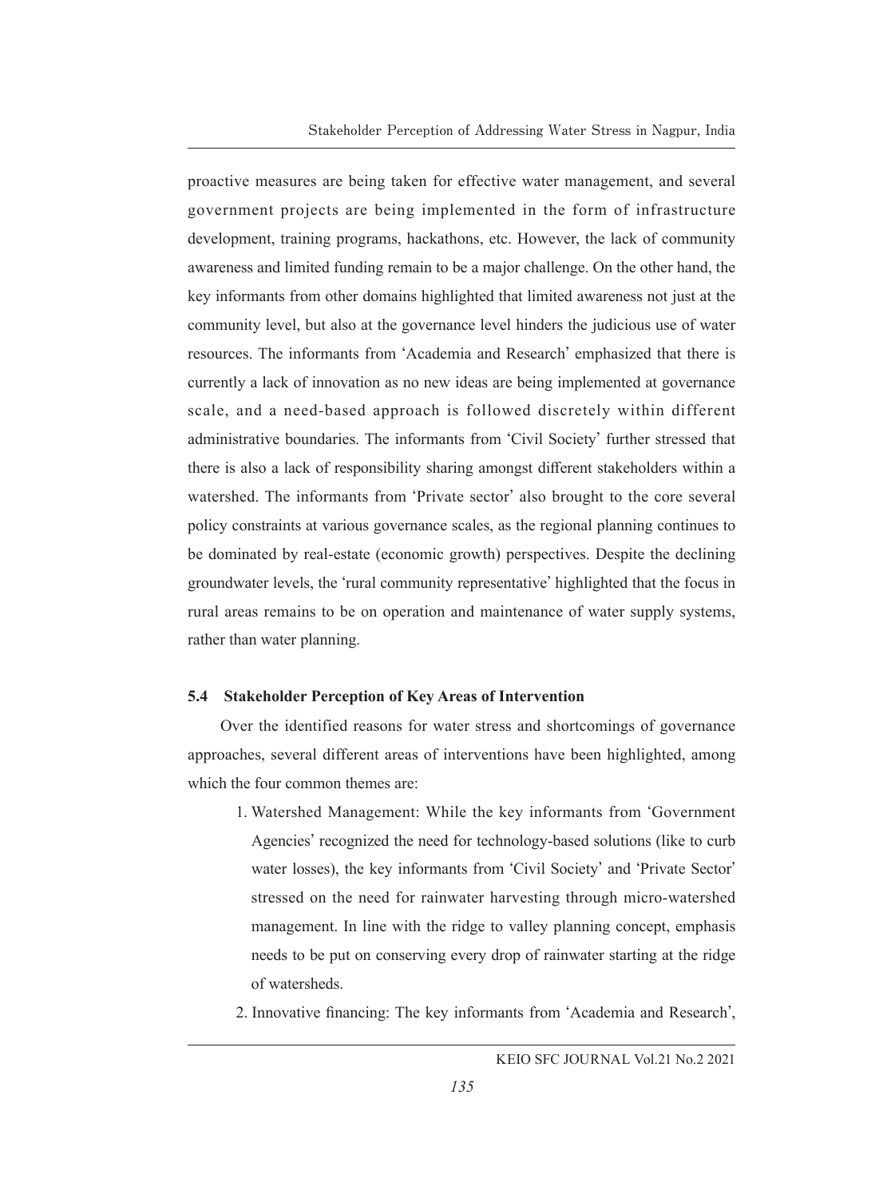proactive measures are being taken for effective water management, and several government projects are being implemented in the form of infrastructure development, training programs, hackathons, etc. However, the lack of community awareness and limited funding remain to be a major challenge. On the other hand, the key informants from other domains highlighted that limited awareness not just at the community level, but also at the governance level hinders the judicious use of water resources. The informants from 'Academia and Research' emphasized that there is currently a lack of innovation as no new ideas are being implemented at governance scale, and a need-based approach is followed discretely within different administrative boundaries. The informants from 'Civil Society' further stressed that there is also a lack of responsibility sharing amongst different stakeholders within a watershed. The informants from 'Private sector' also brought to the core several policy constraints at various governance scales, as the regional planning continues to be dominated by real-estate (economic growth) perspectives. Despite the declining groundwater levels, the 'rural community representative' highlighted that the focus in rural areas remains to be on operation and maintenance of water supply systems, rather than water planning.

### 5.4 Stakeholder Perception of Key Areas of Intervention

Over the identified reasons for water stress and shortcomings of governance approaches, several different areas of interventions have been highlighted, among which the four common themes are:

1. Watershed Management: While the key informants from 'Government Agencies' recognized the need for technology-based solutions (like to curb water losses), the key informants from 'Civil Society' and 'Private Sector' stressed on the need for rainwater harvesting through micro-watershed management. In line with the ridge to valley planning concept, emphasis needs to be put on conserving every drop of rainwater starting at the ridge of watersheds.
2. Innovative financing: The key informants from 'Academia and Research',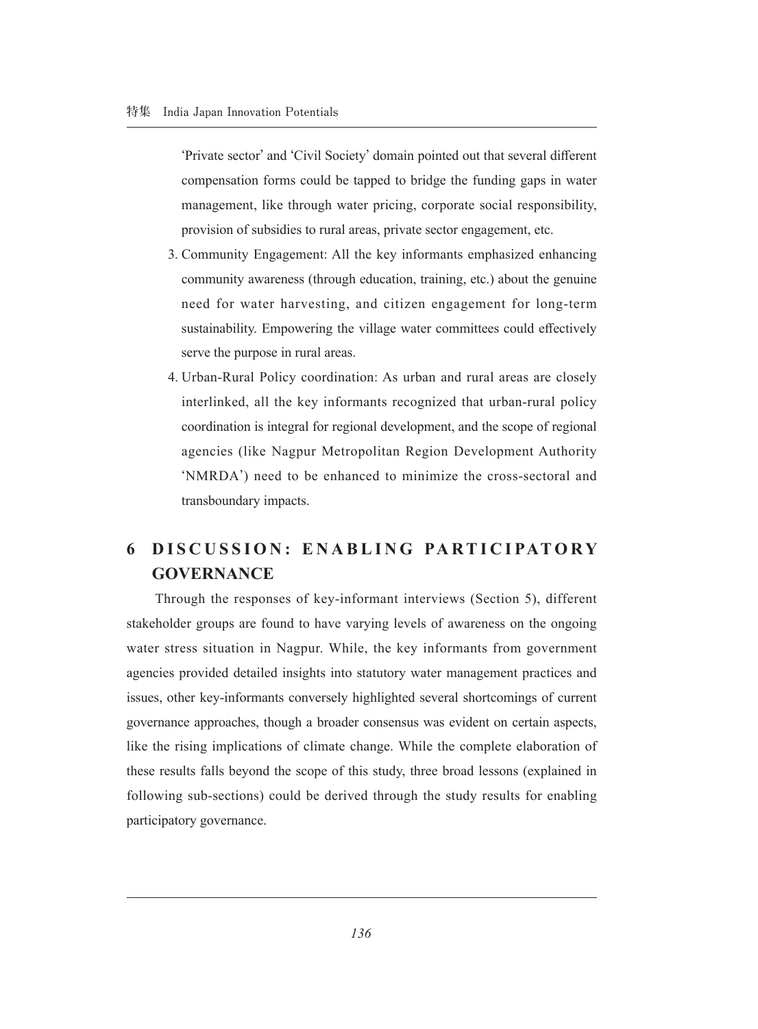'Private sector' and 'Civil Society' domain pointed out that several different compensation forms could be tapped to bridge the funding gaps in water management, like through water pricing, corporate social responsibility, provision of subsidies to rural areas, private sector engagement, etc.

3. Community Engagement: All the key informants emphasized enhancing community awareness (through education, training, etc.) about the genuine need for water harvesting, and citizen engagement for long-term sustainability. Empowering the village water committees could effectively serve the purpose in rural areas.
4. Urban-Rural Policy coordination: As urban and rural areas are closely interlinked, all the key informants recognized that urban-rural policy coordination is integral for regional development, and the scope of regional agencies (like Nagpur Metropolitan Region Development Authority 'NMRDA') need to be enhanced to minimize the cross-sectoral and transboundary impacts.

## 6 DISCUSSION: ENABLING PARTICIPATORY GOVERNANCE

Through the responses of key-informant interviews (Section 5), different stakeholder groups are found to have varying levels of awareness on the ongoing water stress situation in Nagpur. While, the key informants from government agencies provided detailed insights into statutory water management practices and issues, other key-informants conversely highlighted several shortcomings of current governance approaches, though a broader consensus was evident on certain aspects, like the rising implications of climate change. While the complete elaboration of these results falls beyond the scope of this study, three broad lessons (explained in following sub-sections) could be derived through the study results for enabling participatory governance.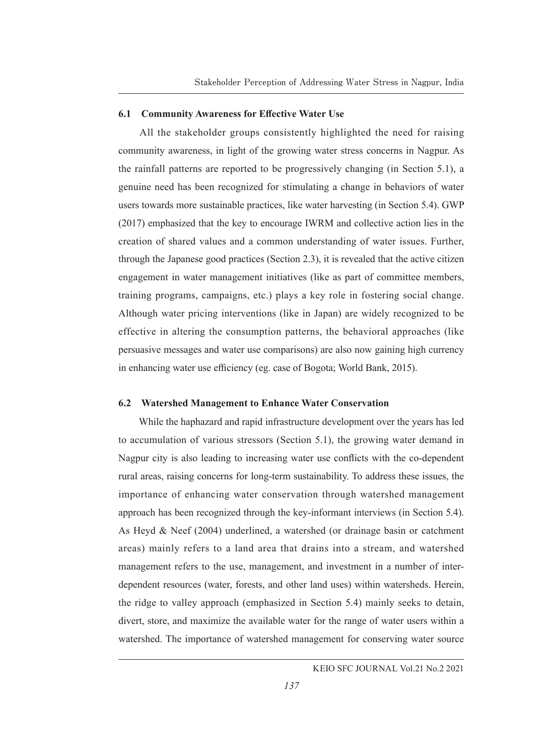### 6.1 Community Awareness for Effective Water Use

All the stakeholder groups consistently highlighted the need for raising community awareness, in light of the growing water stress concerns in Nagpur. As the rainfall patterns are reported to be progressively changing (in Section 5.1), a genuine need has been recognized for stimulating a change in behaviors of water users towards more sustainable practices, like water harvesting (in Section 5.4). GWP (2017) emphasized that the key to encourage IWRM and collective action lies in the creation of shared values and a common understanding of water issues. Further, through the Japanese good practices (Section 2.3), it is revealed that the active citizen engagement in water management initiatives (like as part of committee members, training programs, campaigns, etc.) plays a key role in fostering social change. Although water pricing interventions (like in Japan) are widely recognized to be effective in altering the consumption patterns, the behavioral approaches (like persuasive messages and water use comparisons) are also now gaining high currency in enhancing water use efficiency (eg. case of Bogota; World Bank, 2015).

### 6.2 Watershed Management to Enhance Water Conservation

While the haphazard and rapid infrastructure development over the years has led to accumulation of various stressors (Section 5.1), the growing water demand in Nagpur city is also leading to increasing water use conflicts with the co-dependent rural areas, raising concerns for long-term sustainability. To address these issues, the importance of enhancing water conservation through watershed management approach has been recognized through the key-informant interviews (in Section 5.4). As Heyd & Neef (2004) underlined, a watershed (or drainage basin or catchment areas) mainly refers to a land area that drains into a stream, and watershed management refers to the use, management, and investment in a number of inter-dependent resources (water, forests, and other land uses) within watersheds. Herein, the ridge to valley approach (emphasized in Section 5.4) mainly seeks to detain, divert, store, and maximize the available water for the range of water users within a watershed. The importance of watershed management for conserving water source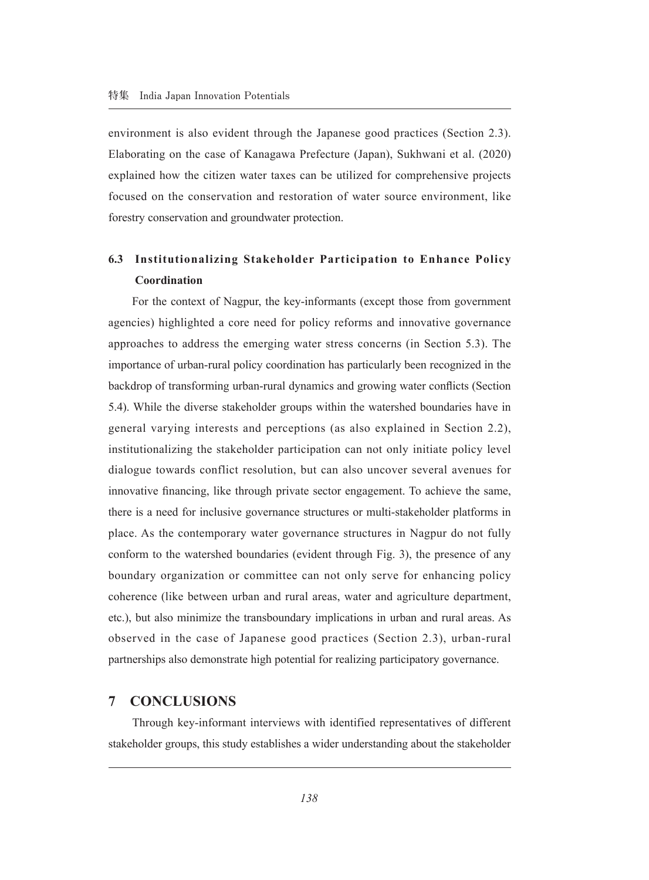environment is also evident through the Japanese good practices (Section 2.3). Elaborating on the case of Kanagawa Prefecture (Japan), Sukhwani et al. (2020) explained how the citizen water taxes can be utilized for comprehensive projects focused on the conservation and restoration of water source environment, like forestry conservation and groundwater protection.

### 6.3 Institutionalizing Stakeholder Participation to Enhance Policy Coordination

For the context of Nagpur, the key-informants (except those from government agencies) highlighted a core need for policy reforms and innovative governance approaches to address the emerging water stress concerns (in Section 5.3). The importance of urban-rural policy coordination has particularly been recognized in the backdrop of transforming urban-rural dynamics and growing water conflicts (Section 5.4). While the diverse stakeholder groups within the watershed boundaries have in general varying interests and perceptions (as also explained in Section 2.2), institutionalizing the stakeholder participation can not only initiate policy level dialogue towards conflict resolution, but can also uncover several avenues for innovative financing, like through private sector engagement. To achieve the same, there is a need for inclusive governance structures or multi-stakeholder platforms in place. As the contemporary water governance structures in Nagpur do not fully conform to the watershed boundaries (evident through Fig. 3), the presence of any boundary organization or committee can not only serve for enhancing policy coherence (like between urban and rural areas, water and agriculture department, etc.), but also minimize the transboundary implications in urban and rural areas. As observed in the case of Japanese good practices (Section 2.3), urban-rural partnerships also demonstrate high potential for realizing participatory governance.

## 7 CONCLUSIONS

Through key-informant interviews with identified representatives of different stakeholder groups, this study establishes a wider understanding about the stakeholder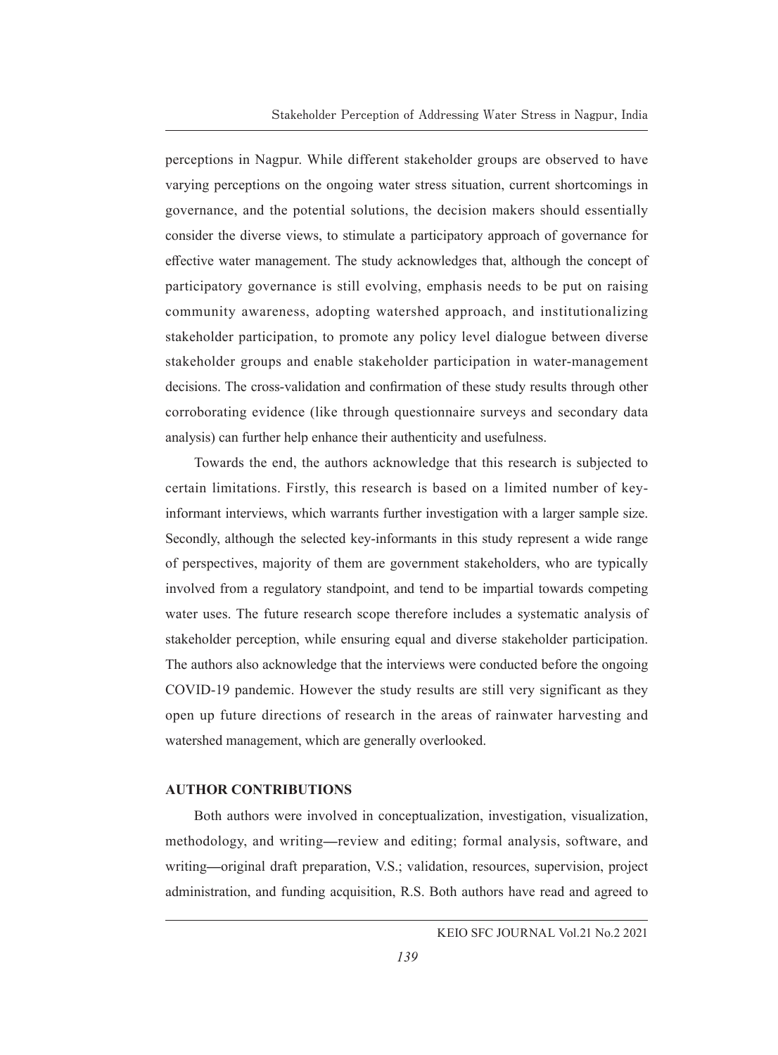perceptions in Nagpur. While different stakeholder groups are observed to have varying perceptions on the ongoing water stress situation, current shortcomings in governance, and the potential solutions, the decision makers should essentially consider the diverse views, to stimulate a participatory approach of governance for effective water management. The study acknowledges that, although the concept of participatory governance is still evolving, emphasis needs to be put on raising community awareness, adopting watershed approach, and institutionalizing stakeholder participation, to promote any policy level dialogue between diverse stakeholder groups and enable stakeholder participation in water-management decisions. The cross-validation and confirmation of these study results through other corroborating evidence (like through questionnaire surveys and secondary data analysis) can further help enhance their authenticity and usefulness.

Towards the end, the authors acknowledge that this research is subjected to certain limitations. Firstly, this research is based on a limited number of key-informant interviews, which warrants further investigation with a larger sample size. Secondly, although the selected key-informants in this study represent a wide range of perspectives, majority of them are government stakeholders, who are typically involved from a regulatory standpoint, and tend to be impartial towards competing water uses. The future research scope therefore includes a systematic analysis of stakeholder perception, while ensuring equal and diverse stakeholder participation. The authors also acknowledge that the interviews were conducted before the ongoing COVID-19 pandemic. However the study results are still very significant as they open up future directions of research in the areas of rainwater harvesting and watershed management, which are generally overlooked.

## AUTHOR CONTRIBUTIONS

Both authors were involved in conceptualization, investigation, visualization, methodology, and writing—review and editing; formal analysis, software, and writing—original draft preparation, V.S.; validation, resources, supervision, project administration, and funding acquisition, R.S. Both authors have read and agreed to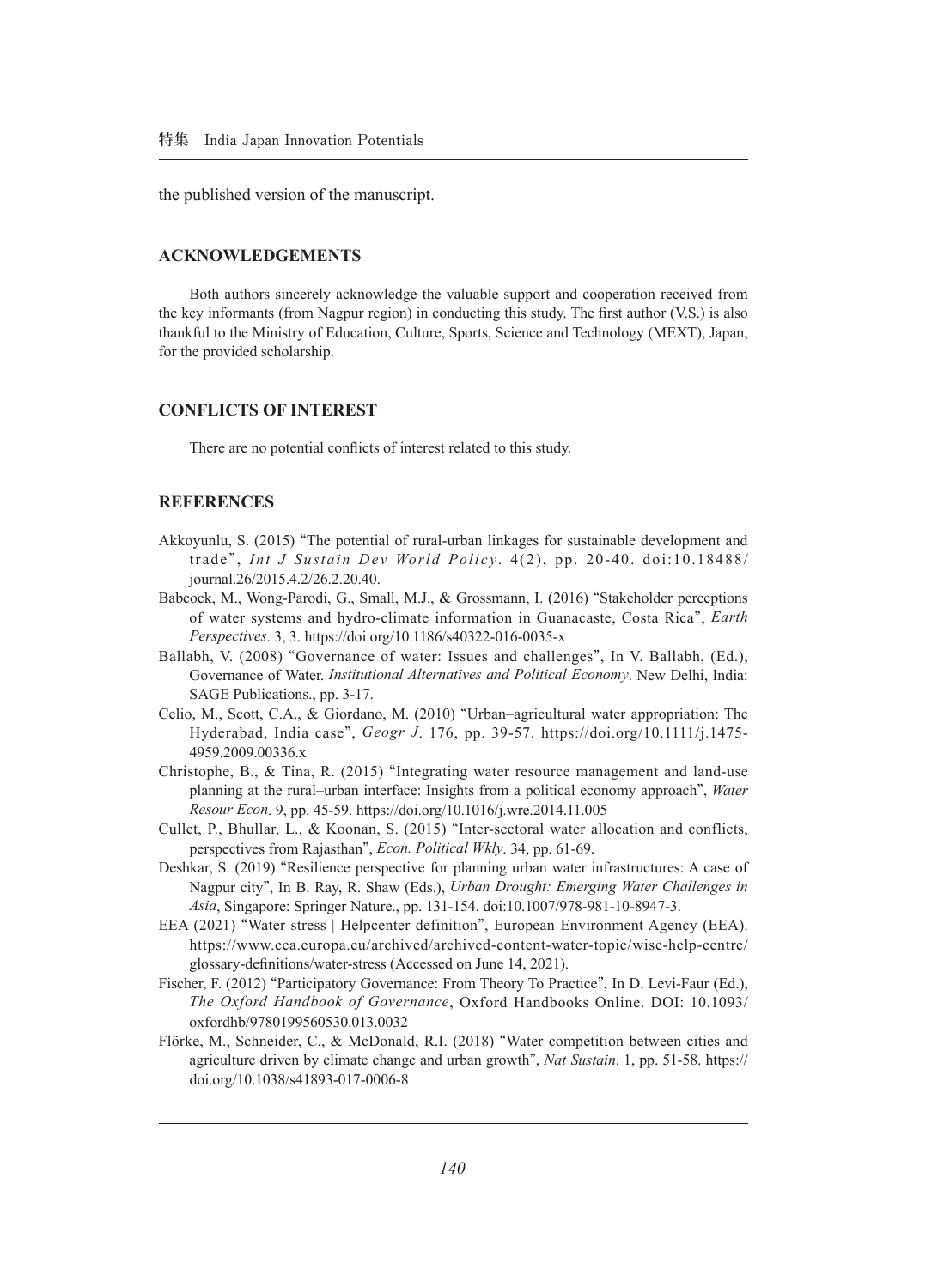the published version of the manuscript.

## ACKNOWLEDGEMENTS

Both authors sincerely acknowledge the valuable support and cooperation received from the key informants (from Nagpur region) in conducting this study. The first author (V.S.) is also thankful to the Ministry of Education, Culture, Sports, Science and Technology (MEXT), Japan, for the provided scholarship.

## CONFLICTS OF INTEREST

There are no potential conflicts of interest related to this study.

## REFERENCES

Akkoyunlu, S. (2015) "The potential of rural-urban linkages for sustainable development and trade", *Int J Sustain Dev World Policy*. 4(2), pp. 20-40. doi:10.18488/journal.26/2015.4.2/26.2.20.40.

Babcock, M., Wong-Parodi, G., Small, M.J., & Grossmann, I. (2016) "Stakeholder perceptions of water systems and hydro-climate information in Guanacaste, Costa Rica", *Earth Perspectives*. 3, 3. https://doi.org/10.1186/s40322-016-0035-x

Ballabh, V. (2008) "Governance of water: Issues and challenges", In V. Ballabh, (Ed.), Governance of Water. *Institutional Alternatives and Political Economy*. New Delhi, India: SAGE Publications., pp. 3-17.

Celio, M., Scott, C.A., & Giordano, M. (2010) "Urban–agricultural water appropriation: The Hyderabad, India case", *Geogr J*. 176, pp. 39-57. https://doi.org/10.1111/j.1475-4959.2009.00336.x

Christophe, B., & Tina, R. (2015) "Integrating water resource management and land-use planning at the rural–urban interface: Insights from a political economy approach", *Water Resour Econ*. 9, pp. 45-59. https://doi.org/10.1016/j.wre.2014.11.005

Cullet, P., Bhullar, L., & Koonan, S. (2015) "Inter-sectoral water allocation and conflicts, perspectives from Rajasthan", *Econ. Political Wkly*. 34, pp. 61-69.

Deshkar, S. (2019) "Resilience perspective for planning urban water infrastructures: A case of Nagpur city", In B. Ray, R. Shaw (Eds.), *Urban Drought: Emerging Water Challenges in Asia*, Singapore: Springer Nature., pp. 131-154. doi:10.1007/978-981-10-8947-3.

EEA (2021) "Water stress | Helpcenter definition", European Environment Agency (EEA). https://www.eea.europa.eu/archived/archived-content-water-topic/wise-help-centre/glossary-definitions/water-stress (Accessed on June 14, 2021).

Fischer, F. (2012) "Participatory Governance: From Theory To Practice", In D. Levi-Faur (Ed.), *The Oxford Handbook of Governance*, Oxford Handbooks Online. DOI: 10.1093/oxfordhb/9780199560530.013.0032

Flörke, M., Schneider, C., & McDonald, R.I. (2018) "Water competition between cities and agriculture driven by climate change and urban growth", *Nat Sustain*. 1, pp. 51-58. https://doi.org/10.1038/s41893-017-0006-8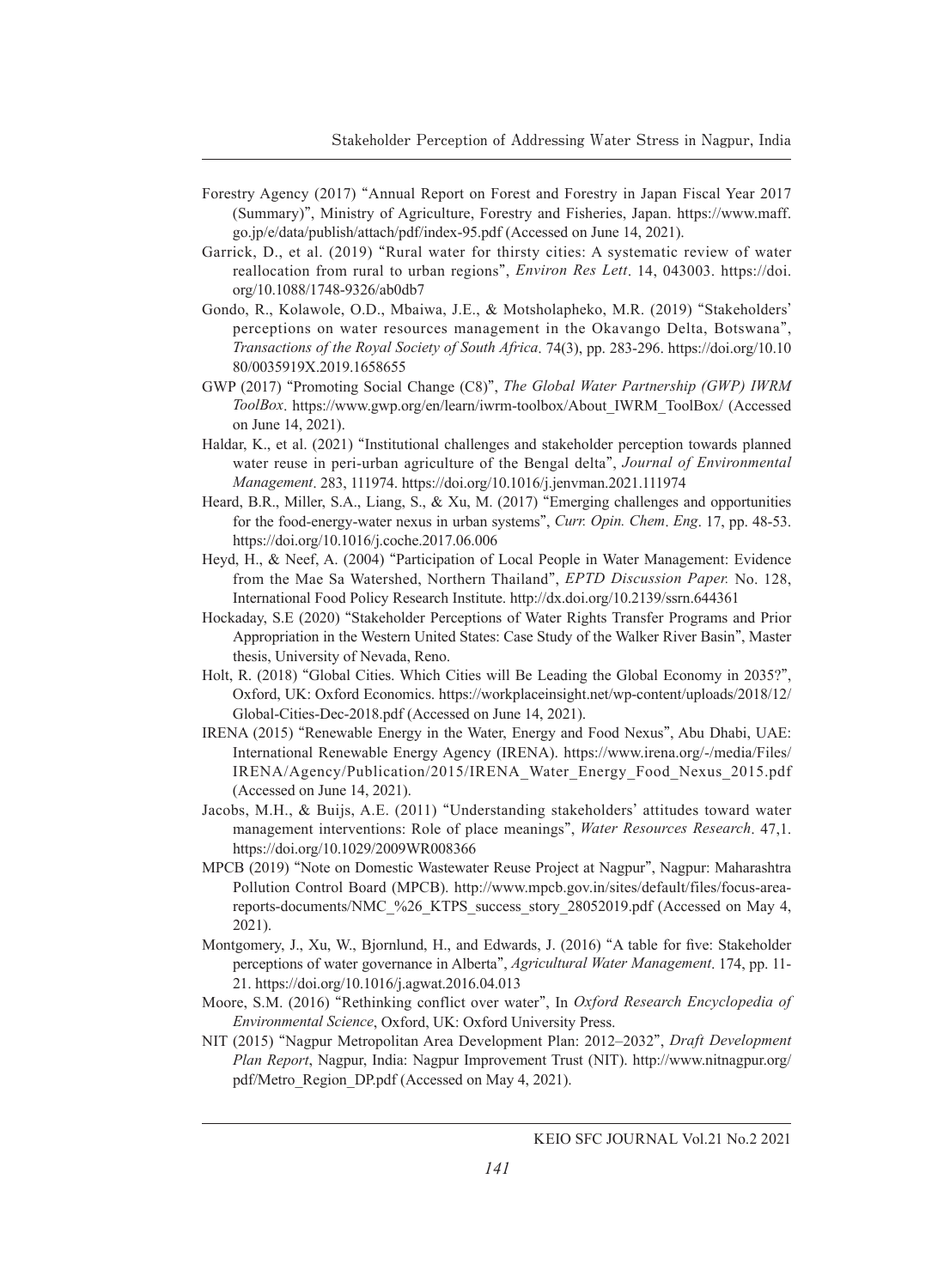Forestry Agency (2017) "Annual Report on Forest and Forestry in Japan Fiscal Year 2017 (Summary)", Ministry of Agriculture, Forestry and Fisheries, Japan. https://www.maff.go.jp/e/data/publish/attach/pdf/index-95.pdf (Accessed on June 14, 2021).

Garrick, D., et al. (2019) "Rural water for thirsty cities: A systematic review of water reallocation from rural to urban regions", *Environ Res Lett*. 14, 043003. https://doi.org/10.1088/1748-9326/ab0db7

Gondo, R., Kolawole, O.D., Mbaiwa, J.E., & Motsholapheko, M.R. (2019) "Stakeholders' perceptions on water resources management in the Okavango Delta, Botswana", *Transactions of the Royal Society of South Africa*. 74(3), pp. 283-296. https://doi.org/10.1080/0035919X.2019.1658655

GWP (2017) "Promoting Social Change (C8)", *The Global Water Partnership (GWP) IWRM ToolBox*. https://www.gwp.org/en/learn/iwrm-toolbox/About_IWRM_ToolBox/ (Accessed on June 14, 2021).

Haldar, K., et al. (2021) "Institutional challenges and stakeholder perception towards planned water reuse in peri-urban agriculture of the Bengal delta", *Journal of Environmental Management*. 283, 111974. https://doi.org/10.1016/j.jenvman.2021.111974

Heard, B.R., Miller, S.A., Liang, S., & Xu, M. (2017) "Emerging challenges and opportunities for the food-energy-water nexus in urban systems", *Curr. Opin. Chem. Eng*. 17, pp. 48-53. https://doi.org/10.1016/j.coche.2017.06.006

Heyd, H., & Neef, A. (2004) "Participation of Local People in Water Management: Evidence from the Mae Sa Watershed, Northern Thailand", *EPTD Discussion Paper.* No. 128, International Food Policy Research Institute. http://dx.doi.org/10.2139/ssrn.644361

Hockaday, S.E (2020) "Stakeholder Perceptions of Water Rights Transfer Programs and Prior Appropriation in the Western United States: Case Study of the Walker River Basin", Master thesis, University of Nevada, Reno.

Holt, R. (2018) "Global Cities. Which Cities will Be Leading the Global Economy in 2035?", Oxford, UK: Oxford Economics. https://workplaceinsight.net/wp-content/uploads/2018/12/Global-Cities-Dec-2018.pdf (Accessed on June 14, 2021).

IRENA (2015) "Renewable Energy in the Water, Energy and Food Nexus", Abu Dhabi, UAE: International Renewable Energy Agency (IRENA). https://www.irena.org/-/media/Files/IRENA/Agency/Publication/2015/IRENA_Water_Energy_Food_Nexus_2015.pdf (Accessed on June 14, 2021).

Jacobs, M.H., & Buijs, A.E. (2011) "Understanding stakeholders' attitudes toward water management interventions: Role of place meanings", *Water Resources Research*. 47,1. https://doi.org/10.1029/2009WR008366

MPCB (2019) "Note on Domestic Wastewater Reuse Project at Nagpur", Nagpur: Maharashtra Pollution Control Board (MPCB). http://www.mpcb.gov.in/sites/default/files/focus-area-reports-documents/NMC_%26_KTPS_success_story_28052019.pdf (Accessed on May 4, 2021).

Montgomery, J., Xu, W., Bjornlund, H., and Edwards, J. (2016) "A table for five: Stakeholder perceptions of water governance in Alberta", *Agricultural Water Management*. 174, pp. 11-21. https://doi.org/10.1016/j.agwat.2016.04.013

Moore, S.M. (2016) "Rethinking conflict over water", In *Oxford Research Encyclopedia of Environmental Science*, Oxford, UK: Oxford University Press.

NIT (2015) "Nagpur Metropolitan Area Development Plan: 2012–2032", *Draft Development Plan Report*, Nagpur, India: Nagpur Improvement Trust (NIT). http://www.nitnagpur.org/pdf/Metro_Region_DP.pdf (Accessed on May 4, 2021).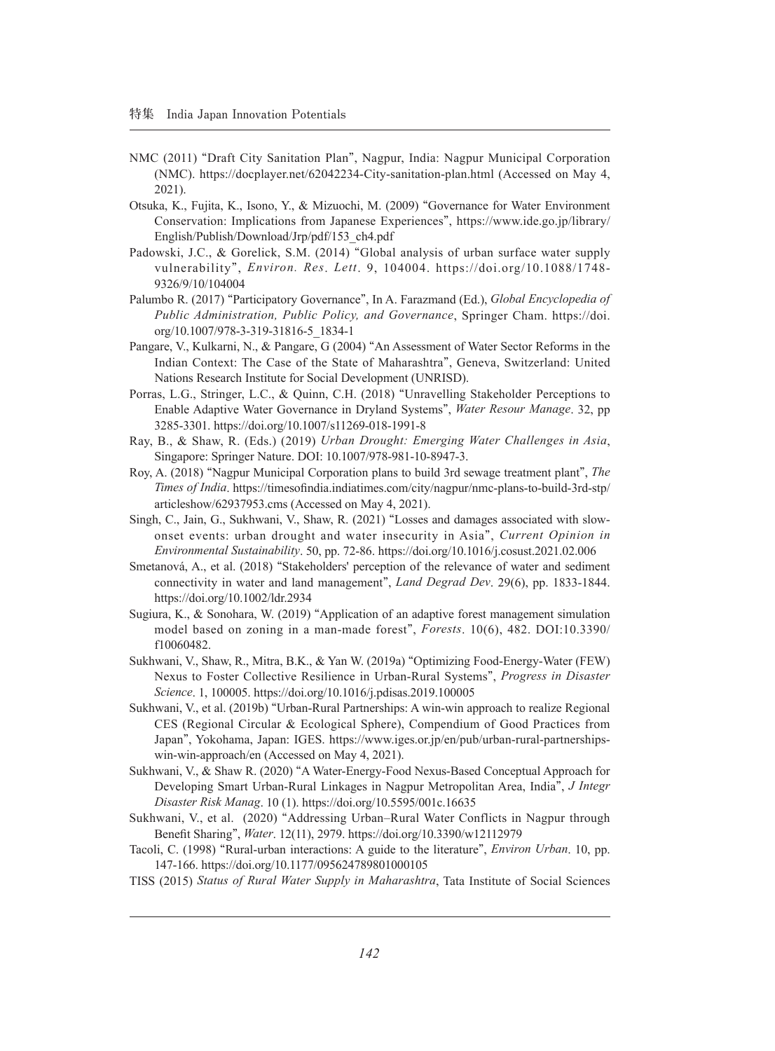NMC (2011) "Draft City Sanitation Plan", Nagpur, India: Nagpur Municipal Corporation (NMC). https://docplayer.net/62042234-City-sanitation-plan.html (Accessed on May 4, 2021).

Otsuka, K., Fujita, K., Isono, Y., & Mizuochi, M. (2009) "Governance for Water Environment Conservation: Implications from Japanese Experiences", https://www.ide.go.jp/library/English/Publish/Download/Jrp/pdf/153_ch4.pdf

Padowski, J.C., & Gorelick, S.M. (2014) "Global analysis of urban surface water supply vulnerability", *Environ. Res. Lett*. 9, 104004. https://doi.org/10.1088/1748-9326/9/10/104004

Palumbo R. (2017) "Participatory Governance", In A. Farazmand (Ed.), *Global Encyclopedia of Public Administration, Public Policy, and Governance*, Springer Cham. https://doi.org/10.1007/978-3-319-31816-5_1834-1

Pangare, V., Kulkarni, N., & Pangare, G (2004) "An Assessment of Water Sector Reforms in the Indian Context: The Case of the State of Maharashtra", Geneva, Switzerland: United Nations Research Institute for Social Development (UNRISD).

Porras, L.G., Stringer, L.C., & Quinn, C.H. (2018) "Unravelling Stakeholder Perceptions to Enable Adaptive Water Governance in Dryland Systems", *Water Resour Manage*. 32, pp 3285-3301. https://doi.org/10.1007/s11269-018-1991-8

Ray, B., & Shaw, R. (Eds.) (2019) *Urban Drought: Emerging Water Challenges in Asia*, Singapore: Springer Nature. DOI: 10.1007/978-981-10-8947-3.

Roy, A. (2018) "Nagpur Municipal Corporation plans to build 3rd sewage treatment plant", *The Times of India*. https://timesofindia.indiatimes.com/city/nagpur/nmc-plans-to-build-3rd-stp/articleshow/62937953.cms (Accessed on May 4, 2021).

Singh, C., Jain, G., Sukhwani, V., Shaw, R. (2021) "Losses and damages associated with slow-onset events: urban drought and water insecurity in Asia", *Current Opinion in Environmental Sustainability*. 50, pp. 72-86. https://doi.org/10.1016/j.cosust.2021.02.006

Smetanová, A., et al. (2018) "Stakeholders' perception of the relevance of water and sediment connectivity in water and land management", *Land Degrad Dev*. 29(6), pp. 1833-1844. https://doi.org/10.1002/ldr.2934

Sugiura, K., & Sonohara, W. (2019) "Application of an adaptive forest management simulation model based on zoning in a man-made forest", *Forests*. 10(6), 482. DOI:10.3390/f10060482.

Sukhwani, V., Shaw, R., Mitra, B.K., & Yan W. (2019a) "Optimizing Food-Energy-Water (FEW) Nexus to Foster Collective Resilience in Urban-Rural Systems", *Progress in Disaster Science*. 1, 100005. https://doi.org/10.1016/j.pdisas.2019.100005

Sukhwani, V., et al. (2019b) "Urban-Rural Partnerships: A win-win approach to realize Regional CES (Regional Circular & Ecological Sphere), Compendium of Good Practices from Japan", Yokohama, Japan: IGES. https://www.iges.or.jp/en/pub/urban-rural-partnerships-win-win-approach/en (Accessed on May 4, 2021).

Sukhwani, V., & Shaw R. (2020) "A Water-Energy-Food Nexus-Based Conceptual Approach for Developing Smart Urban-Rural Linkages in Nagpur Metropolitan Area, India", *J Integr Disaster Risk Manag*. 10 (1). https://doi.org/10.5595/001c.16635

Sukhwani, V., et al. (2020) "Addressing Urban–Rural Water Conflicts in Nagpur through Benefit Sharing", *Water*. 12(11), 2979. https://doi.org/10.3390/w12112979

Tacoli, C. (1998) "Rural-urban interactions: A guide to the literature", *Environ Urban*. 10, pp. 147-166. https://doi.org/10.1177/095624789801000105

TISS (2015) *Status of Rural Water Supply in Maharashtra*, Tata Institute of Social Sciences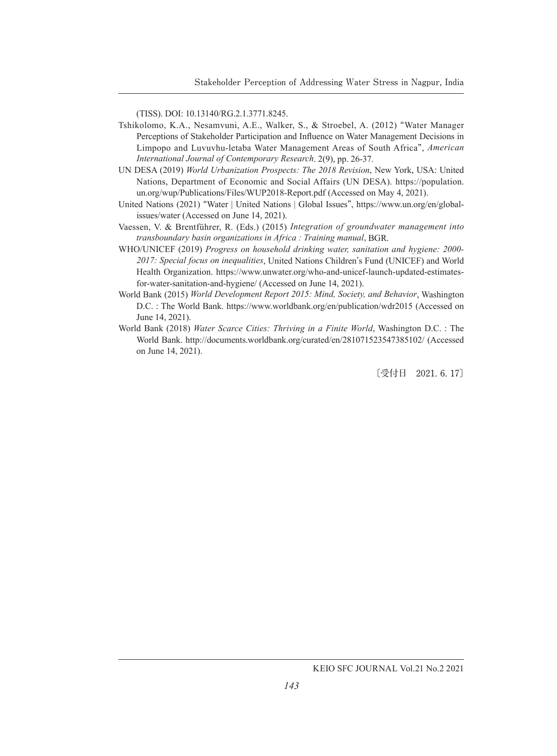(TISS). DOI: 10.13140/RG.2.1.3771.8245.

Tshikolomo, K.A., Nesamvuni, A.E., Walker, S., & Stroebel, A. (2012) "Water Manager Perceptions of Stakeholder Participation and Influence on Water Management Decisions in Limpopo and Luvuvhu-letaba Water Management Areas of South Africa", *American International Journal of Contemporary Research*. 2(9), pp. 26-37.

UN DESA (2019) *World Urbanization Prospects: The 2018 Revision*, New York, USA: United Nations, Department of Economic and Social Affairs (UN DESA). https://population.un.org/wup/Publications/Files/WUP2018-Report.pdf (Accessed on May 4, 2021).

United Nations (2021) "Water | United Nations | Global Issues", https://www.un.org/en/global-issues/water (Accessed on June 14, 2021).

Vaessen, V. & Brentführer, R. (Eds.) (2015) *Integration of groundwater management into transboundary basin organizations in Africa : Training manual*, BGR.

WHO/UNICEF (2019) *Progress on household drinking water, sanitation and hygiene: 2000-2017: Special focus on inequalities*, United Nations Children's Fund (UNICEF) and World Health Organization. https://www.unwater.org/who-and-unicef-launch-updated-estimates-for-water-sanitation-and-hygiene/ (Accessed on June 14, 2021).

World Bank (2015) *World Development Report 2015: Mind, Society, and Behavior*, Washington D.C. : The World Bank. https://www.worldbank.org/en/publication/wdr2015 (Accessed on June 14, 2021).

World Bank (2018) *Water Scarce Cities: Thriving in a Finite World*, Washington D.C. : The World Bank. http://documents.worldbank.org/curated/en/281071523547385102/ (Accessed on June 14, 2021).

〔受付日　2021. 6. 17〕